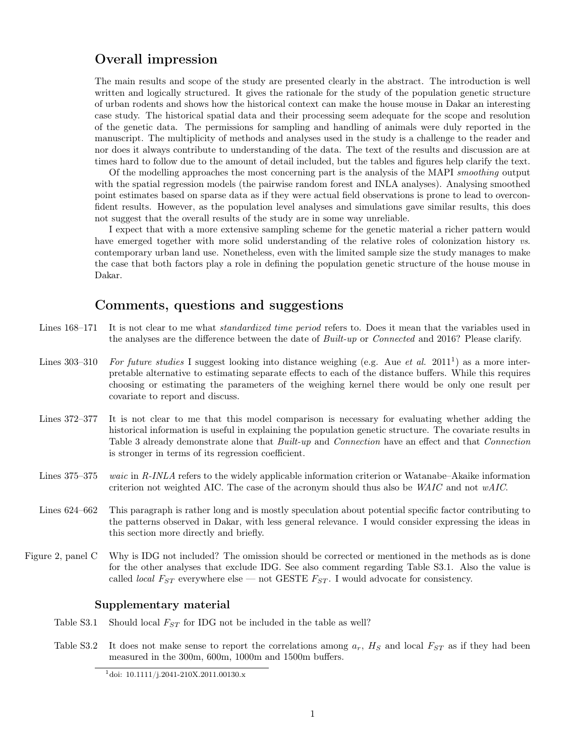## Overall impression

The main results and scope of the study are presented clearly in the abstract. The introduction is well written and logically structured. It gives the rationale for the study of the population genetic structure of urban rodents and shows how the historical context can make the house mouse in Dakar an interesting case study. The historical spatial data and their processing seem adequate for the scope and resolution of the genetic data. The permissions for sampling and handling of animals were duly reported in the manuscript. The multiplicity of methods and analyses used in the study is a challenge to the reader and nor does it always contribute to understanding of the data. The text of the results and discussion are at times hard to follow due to the amount of detail included, but the tables and figures help clarify the text.

Of the modelling approaches the most concerning part is the analysis of the MAPI *smoothing* output with the spatial regression models (the pairwise random forest and INLA analyses). Analysing smoothed point estimates based on sparse data as if they were actual field observations is prone to lead to overconfident results. However, as the population level analyses and simulations gave similar results, this does not suggest that the overall results of the study are in some way unreliable.

I expect that with a more extensive sampling scheme for the genetic material a richer pattern would have emerged together with more solid understanding of the relative roles of colonization history *vs.* contemporary urban land use. Nonetheless, even with the limited sample size the study manages to make the case that both factors play a role in defining the population genetic structure of the house mouse in Dakar.

## Comments, questions and suggestions

**Lines 168–171** It is not clear to me what *standardized time period* refers to. Does it mean that the variables used in the analyses are the difference between the date of *Built-up* or *Connected* and 2016? Please clarify.

**Lines 303–310** *For future studies* I suggest looking into distance weighing (e.g. Aue *et al.* 2011[1]) as a more interpretable alternative to estimating separate effects to each of the distance buffers. While this requires choosing or estimating the parameters of the weighing kernel there would be only one result per covariate to report and discuss.

**Lines 372–377** It is not clear to me that this model comparison is necessary for evaluating whether adding the historical information is useful in explaining the population genetic structure. The covariate results in Table 3 already demonstrate alone that *Built-up* and *Connection* have an effect and that *Connection* is stronger in terms of its regression coefficient.

**Lines 375–375** *waic* in *R-INLA* refers to the widely applicable information criterion or Watanabe–Akaike information criterion not weighted AIC. The case of the acronym should thus also be *WAIC* and not *wAIC*.

**Lines 624–662** This paragraph is rather long and is mostly speculation about potential specific factor contributing to the patterns observed in Dakar, with less general relevance. I would consider expressing the ideas in this section more directly and briefly.

**Figure 2, panel C** Why is IDG not included? The omission should be corrected or mentioned in the methods as is done for the other analyses that exclude IDG. See also comment regarding Table S3.1. Also the value is called *local* $F_{ST}$ everywhere else — not GESTE $F_{ST}$. I would advocate for consistency.

### Supplementary material

**Table S3.1** Should local $F_{ST}$ for IDG not be included in the table as well?

**Table S3.2** It does not make sense to report the correlations among $a_r$, $H_S$ and local $F_{ST}$ as if they had been measured in the 300m, 600m, 1000m and 1500m buffers.

[1] doi: 10.1111/j.2041-210X.2011.00130.x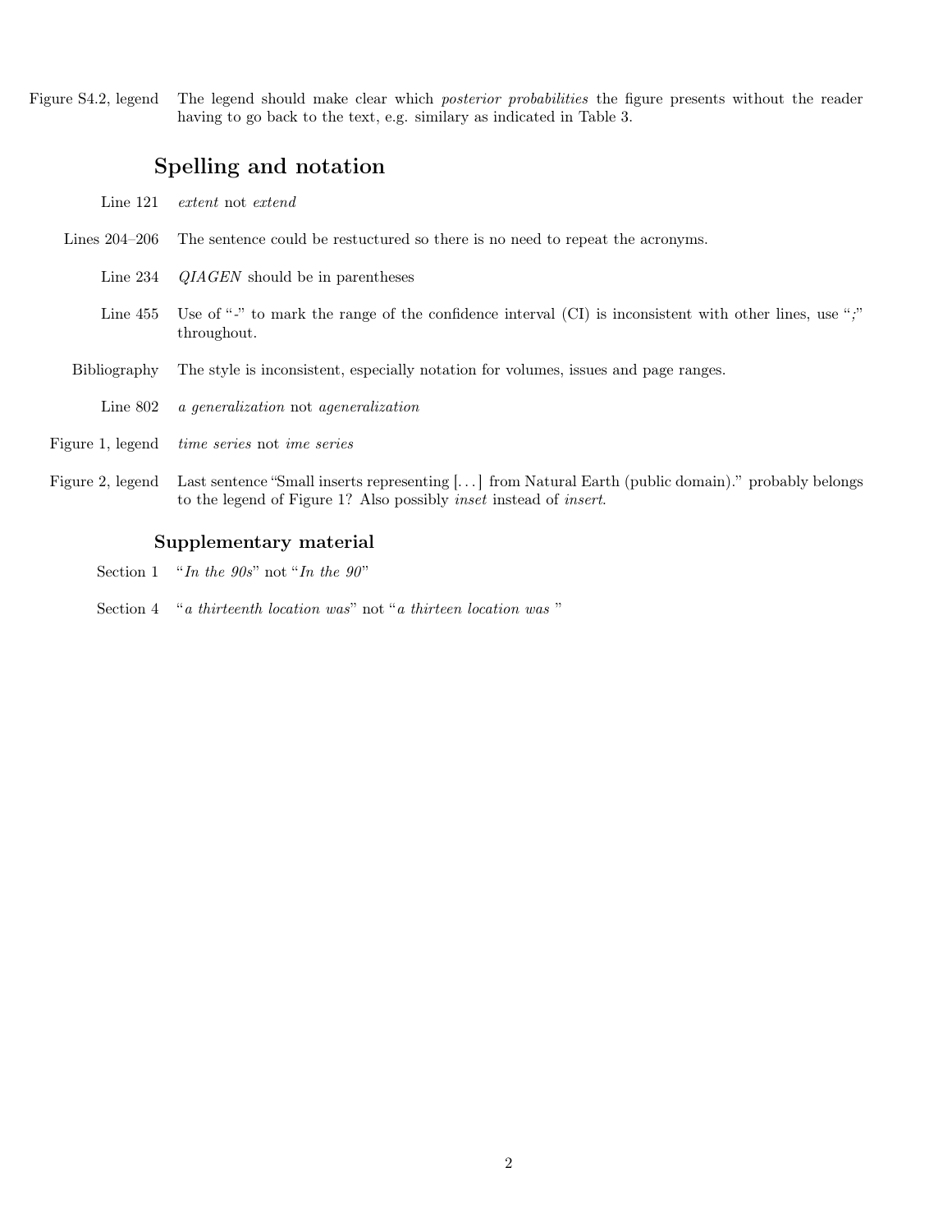**Figure S4.2, legend** The legend should make clear which *posterior probabilities* the figure presents without the reader having to go back to the text, e.g. similary as indicated in Table 3.

## Spelling and notation

**Line 121** *extent* not *extend*

**Lines 204–206** The sentence could be restuctured so there is no need to repeat the acronyms.

**Line 234** *QIAGEN* should be in parentheses

**Line 455** Use of "-" to mark the range of the confidence interval (CI) is inconsistent with other lines, use ";" throughout.

**Bibliography** The style is inconsistent, especially notation for volumes, issues and page ranges.

**Line 802** *a generalization* not *ageneralization*

**Figure 1, legend** *time series* not *ime series*

**Figure 2, legend** Last sentence "Small inserts representing [...] from Natural Earth (public domain)." probably belongs to the legend of Figure 1? Also possibly *inset* instead of *insert*.

## Supplementary material

**Section 1** "*In the 90s*" not "*In the 90*"

**Section 4** "*a thirteenth location was*" not "*a thirteen location was* "